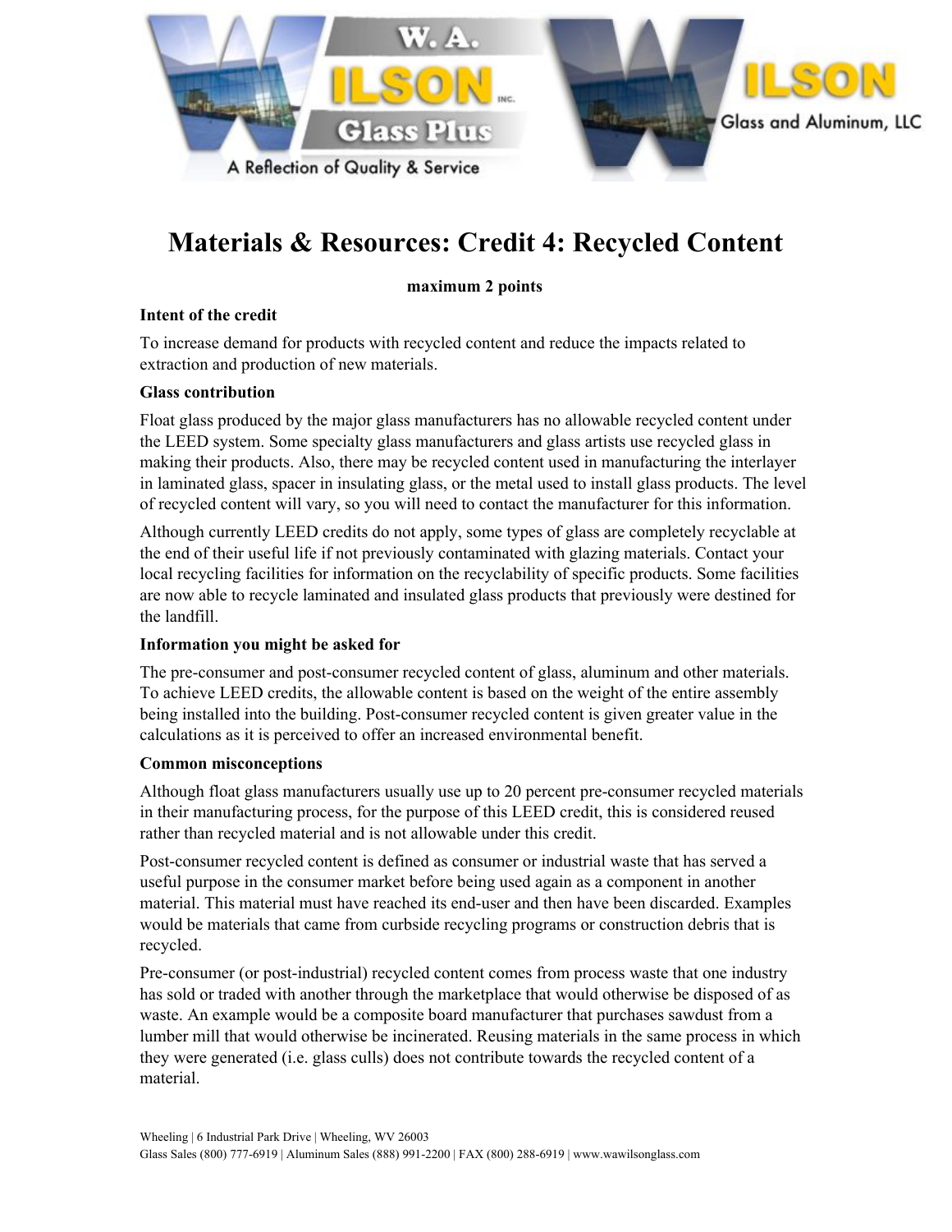# Materials & Resources: Credit 4: Recycled Content

**maximum 2 points**

**Intent of the credit**

To increase demand for products with recycled content and reduce the impacts related to extraction and production of new materials.

**Glass contribution**

Float glass produced by the major glass manufacturers has no allowable recycled content under the LEED system. Some specialty glass manufacturers and glass artists use recycled glass in making their products. Also, there may be recycled content used in manufacturing the interlayer in laminated glass, spacer in insulating glass, or the metal used to install glass products. The level of recycled content will vary, so you will need to contact the manufacturer for this information.

Although currently LEED credits do not apply, some types of glass are completely recyclable at the end of their useful life if not previously contaminated with glazing materials. Contact your local recycling facilities for information on the recyclability of specific products. Some facilities are now able to recycle laminated and insulated glass products that previously were destined for the landfill.

**Information you might be asked for**

The pre-consumer and post-consumer recycled content of glass, aluminum and other materials. To achieve LEED credits, the allowable content is based on the weight of the entire assembly being installed into the building. Post-consumer recycled content is given greater value in the calculations as it is perceived to offer an increased environmental benefit.

**Common misconceptions**

Although float glass manufacturers usually use up to 20 percent pre-consumer recycled materials in their manufacturing process, for the purpose of this LEED credit, this is considered reused rather than recycled material and is not allowable under this credit.

Post-consumer recycled content is defined as consumer or industrial waste that has served a useful purpose in the consumer market before being used again as a component in another material. This material must have reached its end-user and then have been discarded. Examples would be materials that came from curbside recycling programs or construction debris that is recycled.

Pre-consumer (or post-industrial) recycled content comes from process waste that one industry has sold or traded with another through the marketplace that would otherwise be disposed of as waste. An example would be a composite board manufacturer that purchases sawdust from a lumber mill that would otherwise be incinerated. Reusing materials in the same process in which they were generated (i.e. glass culls) does not contribute towards the recycled content of a material.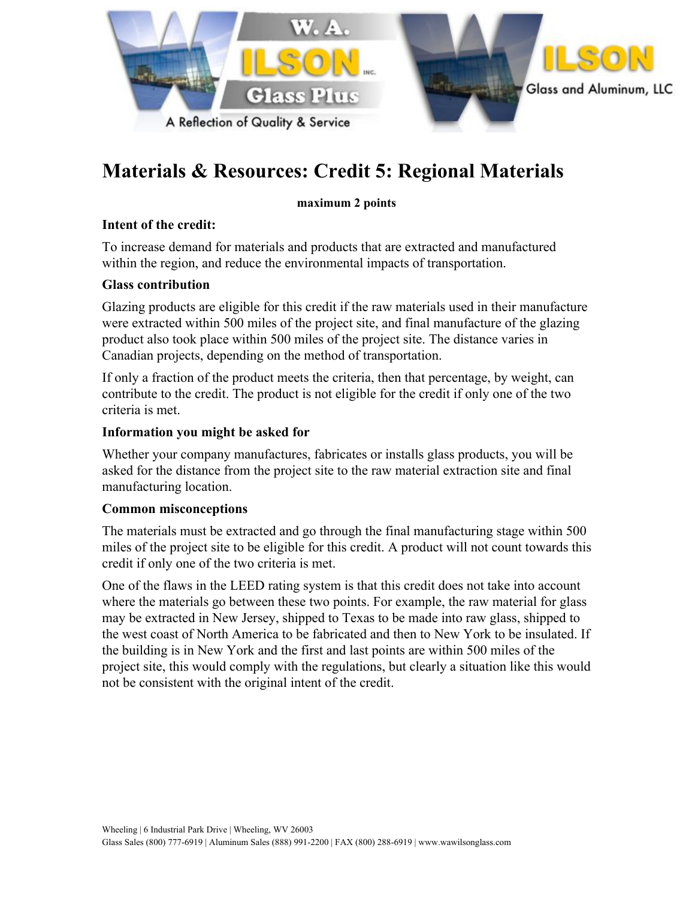# Materials & Resources: Credit 5: Regional Materials

**maximum 2 points**

### Intent of the credit:

To increase demand for materials and products that are extracted and manufactured within the region, and reduce the environmental impacts of transportation.

### Glass contribution

Glazing products are eligible for this credit if the raw materials used in their manufacture were extracted within 500 miles of the project site, and final manufacture of the glazing product also took place within 500 miles of the project site. The distance varies in Canadian projects, depending on the method of transportation.

If only a fraction of the product meets the criteria, then that percentage, by weight, can contribute to the credit. The product is not eligible for the credit if only one of the two criteria is met.

### Information you might be asked for

Whether your company manufactures, fabricates or installs glass products, you will be asked for the distance from the project site to the raw material extraction site and final manufacturing location.

### Common misconceptions

The materials must be extracted and go through the final manufacturing stage within 500 miles of the project site to be eligible for this credit. A product will not count towards this credit if only one of the two criteria is met.

One of the flaws in the LEED rating system is that this credit does not take into account where the materials go between these two points. For example, the raw material for glass may be extracted in New Jersey, shipped to Texas to be made into raw glass, shipped to the west coast of North America to be fabricated and then to New York to be insulated. If the building is in New York and the first and last points are within 500 miles of the project site, this would comply with the regulations, but clearly a situation like this would not be consistent with the original intent of the credit.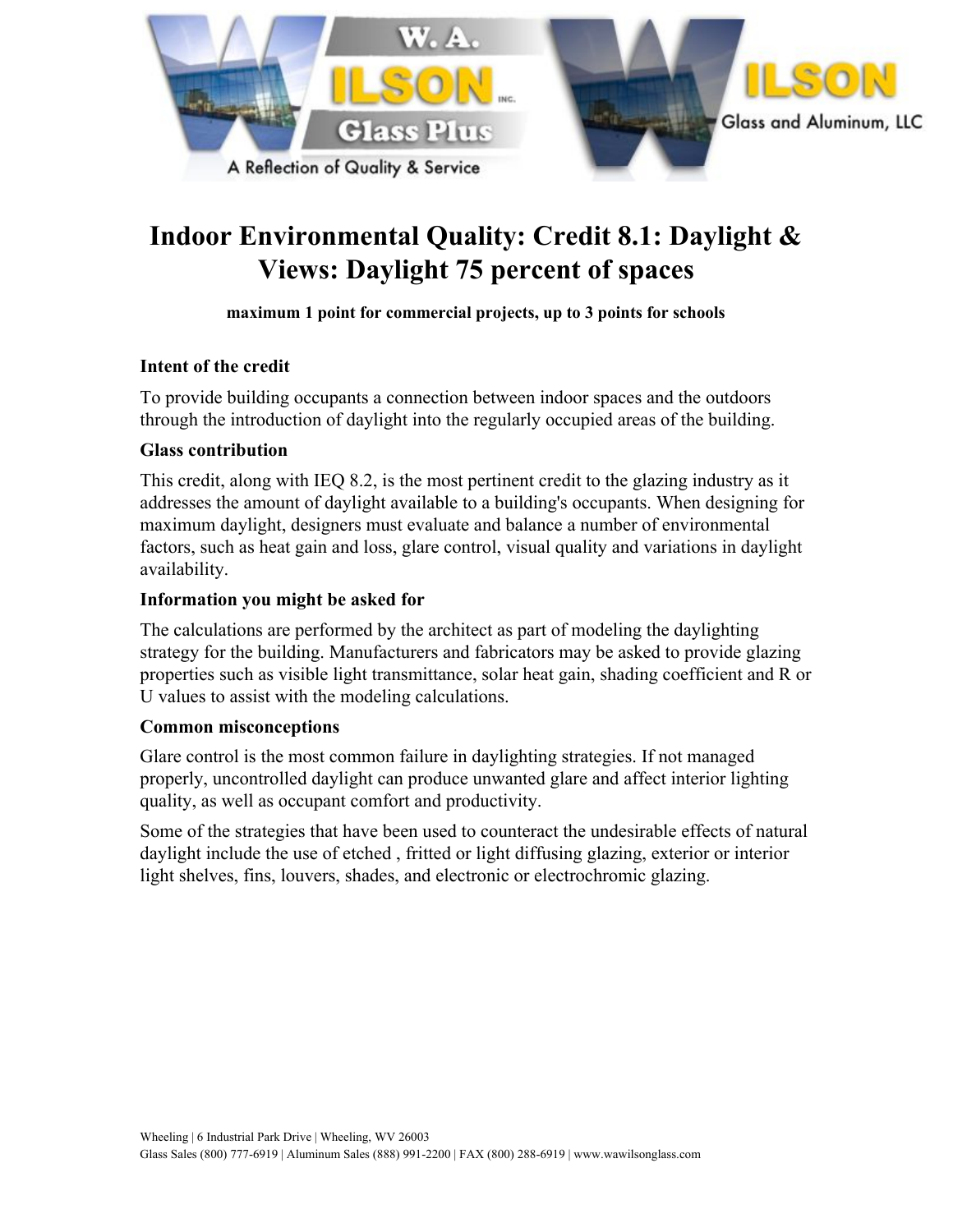# Indoor Environmental Quality: Credit 8.1: Daylight & Views: Daylight 75 percent of spaces

**maximum 1 point for commercial projects, up to 3 points for schools**

### Intent of the credit

To provide building occupants a connection between indoor spaces and the outdoors through the introduction of daylight into the regularly occupied areas of the building.

### Glass contribution

This credit, along with IEQ 8.2, is the most pertinent credit to the glazing industry as it addresses the amount of daylight available to a building's occupants. When designing for maximum daylight, designers must evaluate and balance a number of environmental factors, such as heat gain and loss, glare control, visual quality and variations in daylight availability.

### Information you might be asked for

The calculations are performed by the architect as part of modeling the daylighting strategy for the building. Manufacturers and fabricators may be asked to provide glazing properties such as visible light transmittance, solar heat gain, shading coefficient and R or U values to assist with the modeling calculations.

### Common misconceptions

Glare control is the most common failure in daylighting strategies. If not managed properly, uncontrolled daylight can produce unwanted glare and affect interior lighting quality, as well as occupant comfort and productivity.

Some of the strategies that have been used to counteract the undesirable effects of natural daylight include the use of etched , fritted or light diffusing glazing, exterior or interior light shelves, fins, louvers, shades, and electronic or electrochromic glazing.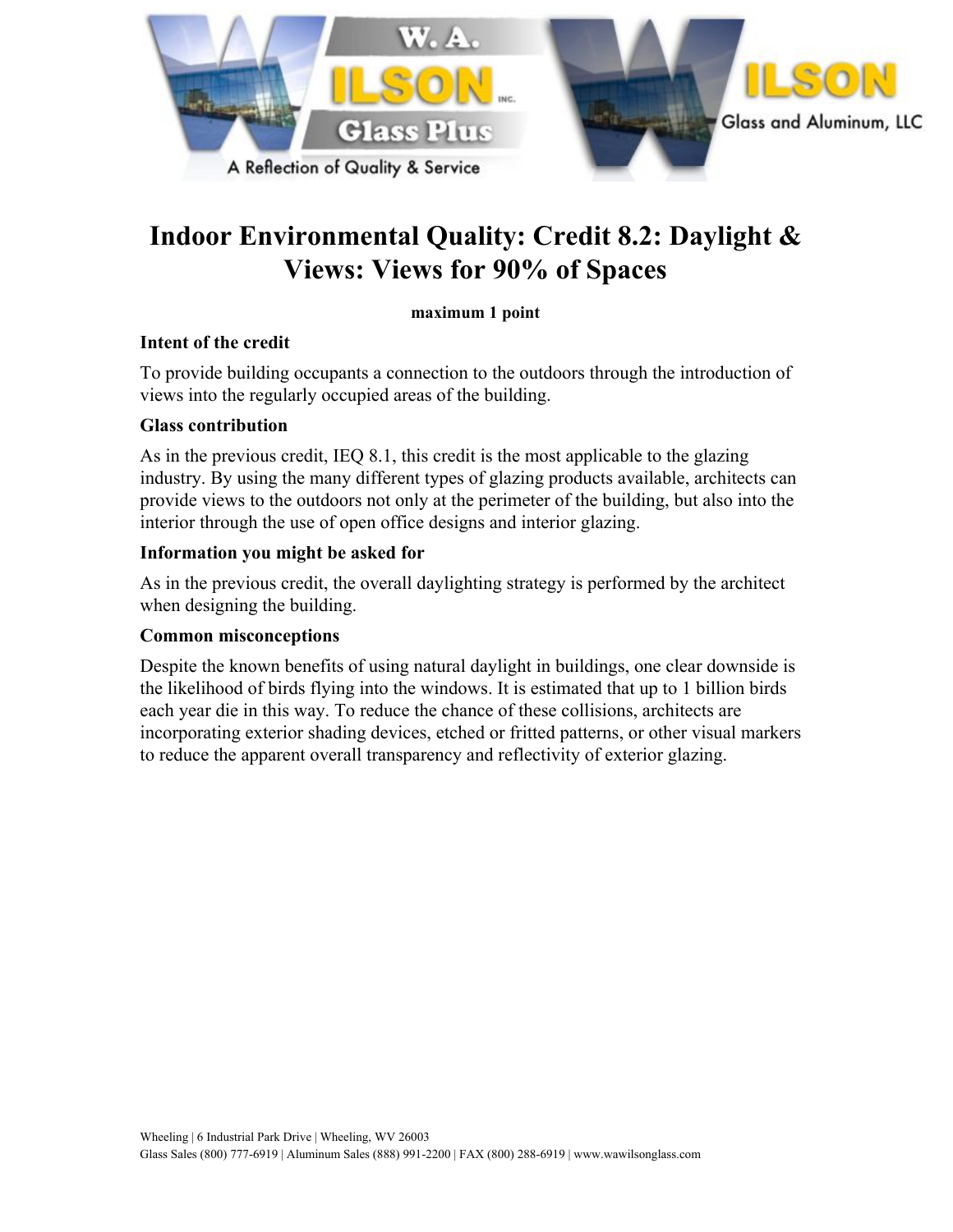# Indoor Environmental Quality: Credit 8.2: Daylight & Views: Views for 90% of Spaces

**maximum 1 point**

### Intent of the credit

To provide building occupants a connection to the outdoors through the introduction of views into the regularly occupied areas of the building.

### Glass contribution

As in the previous credit, IEQ 8.1, this credit is the most applicable to the glazing industry. By using the many different types of glazing products available, architects can provide views to the outdoors not only at the perimeter of the building, but also into the interior through the use of open office designs and interior glazing.

### Information you might be asked for

As in the previous credit, the overall daylighting strategy is performed by the architect when designing the building.

### Common misconceptions

Despite the known benefits of using natural daylight in buildings, one clear downside is the likelihood of birds flying into the windows. It is estimated that up to 1 billion birds each year die in this way. To reduce the chance of these collisions, architects are incorporating exterior shading devices, etched or fritted patterns, or other visual markers to reduce the apparent overall transparency and reflectivity of exterior glazing.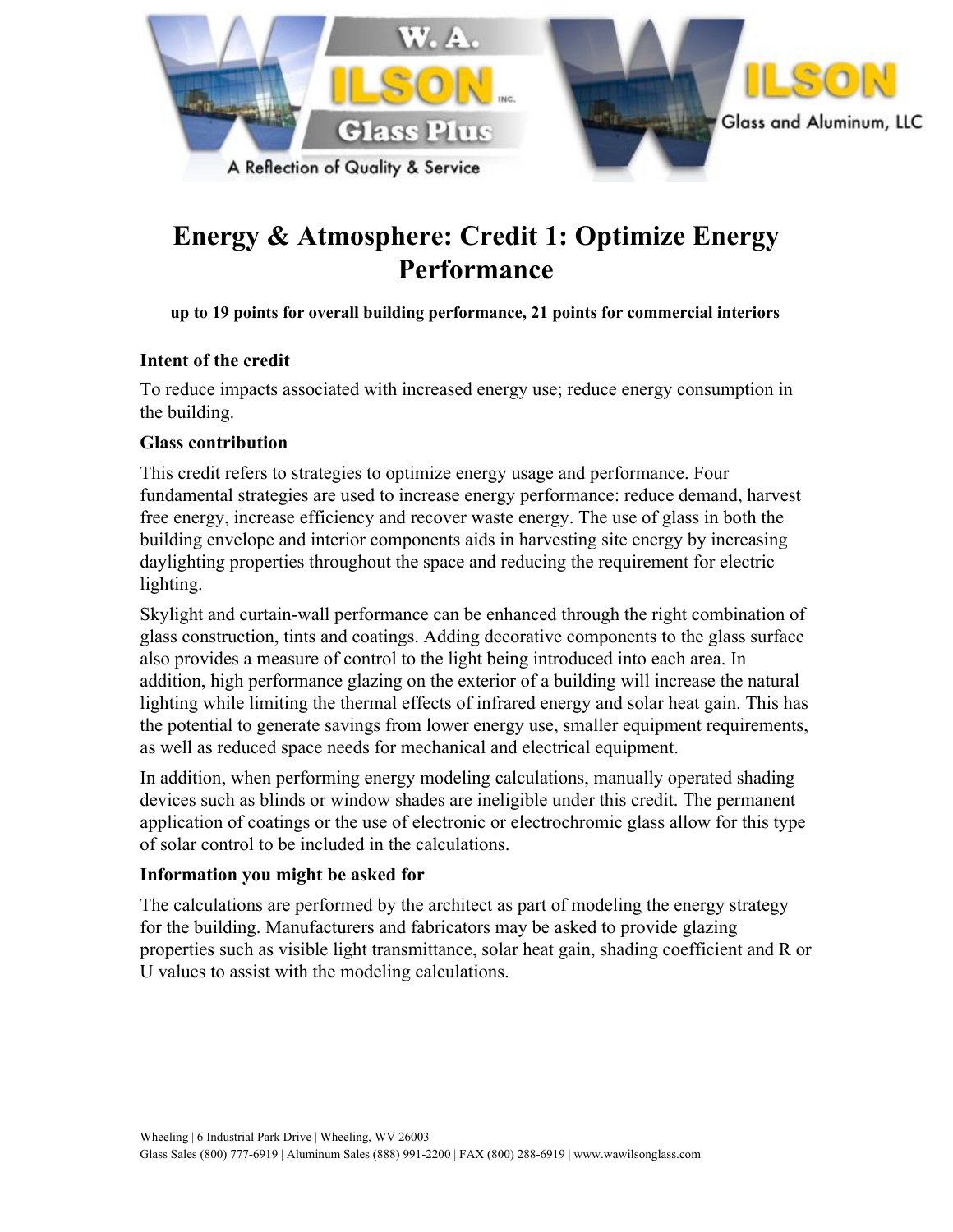# Energy & Atmosphere: Credit 1: Optimize Energy Performance

**up to 19 points for overall building performance, 21 points for commercial interiors**

### Intent of the credit

To reduce impacts associated with increased energy use; reduce energy consumption in the building.

### Glass contribution

This credit refers to strategies to optimize energy usage and performance. Four fundamental strategies are used to increase energy performance: reduce demand, harvest free energy, increase efficiency and recover waste energy. The use of glass in both the building envelope and interior components aids in harvesting site energy by increasing daylighting properties throughout the space and reducing the requirement for electric lighting.

Skylight and curtain-wall performance can be enhanced through the right combination of glass construction, tints and coatings. Adding decorative components to the glass surface also provides a measure of control to the light being introduced into each area. In addition, high performance glazing on the exterior of a building will increase the natural lighting while limiting the thermal effects of infrared energy and solar heat gain. This has the potential to generate savings from lower energy use, smaller equipment requirements, as well as reduced space needs for mechanical and electrical equipment.

In addition, when performing energy modeling calculations, manually operated shading devices such as blinds or window shades are ineligible under this credit. The permanent application of coatings or the use of electronic or electrochromic glass allow for this type of solar control to be included in the calculations.

### Information you might be asked for

The calculations are performed by the architect as part of modeling the energy strategy for the building. Manufacturers and fabricators may be asked to provide glazing properties such as visible light transmittance, solar heat gain, shading coefficient and R or U values to assist with the modeling calculations.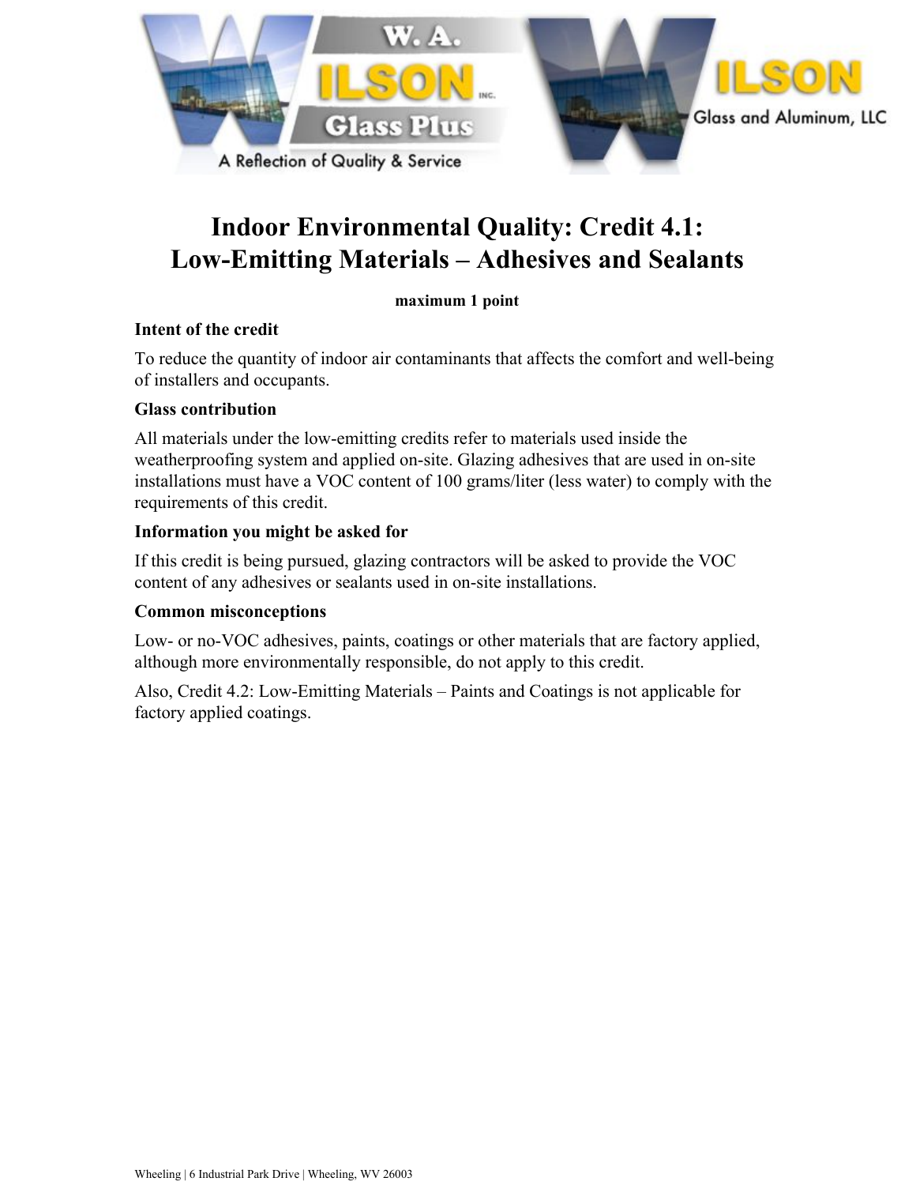# Indoor Environmental Quality: Credit 4.1: Low-Emitting Materials – Adhesives and Sealants

**maximum 1 point**

**Intent of the credit**

To reduce the quantity of indoor air contaminants that affects the comfort and well-being of installers and occupants.

**Glass contribution**

All materials under the low-emitting credits refer to materials used inside the weatherproofing system and applied on-site. Glazing adhesives that are used in on-site installations must have a VOC content of 100 grams/liter (less water) to comply with the requirements of this credit.

**Information you might be asked for**

If this credit is being pursued, glazing contractors will be asked to provide the VOC content of any adhesives or sealants used in on-site installations.

**Common misconceptions**

Low- or no-VOC adhesives, paints, coatings or other materials that are factory applied, although more environmentally responsible, do not apply to this credit.

Also, Credit 4.2: Low-Emitting Materials – Paints and Coatings is not applicable for factory applied coatings.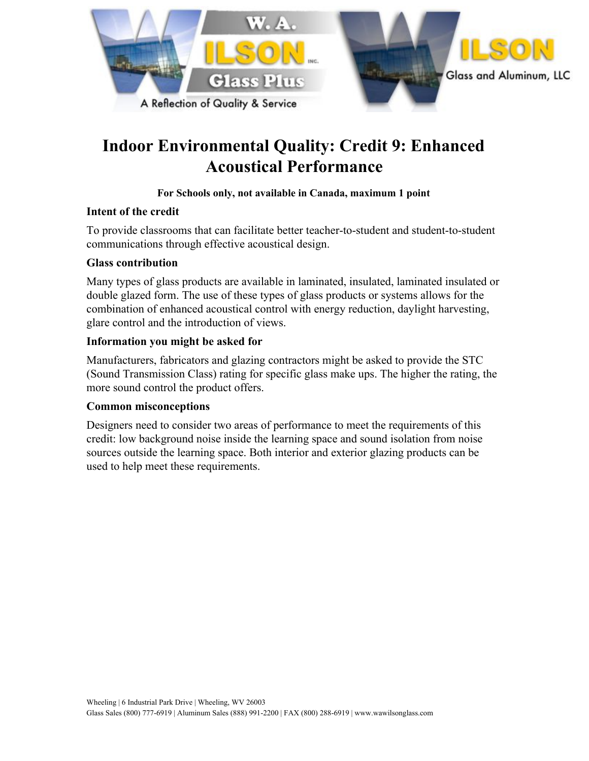# Indoor Environmental Quality: Credit 9: Enhanced Acoustical Performance

**For Schools only, not available in Canada, maximum 1 point**

### Intent of the credit

To provide classrooms that can facilitate better teacher-to-student and student-to-student communications through effective acoustical design.

### Glass contribution

Many types of glass products are available in laminated, insulated, laminated insulated or double glazed form. The use of these types of glass products or systems allows for the combination of enhanced acoustical control with energy reduction, daylight harvesting, glare control and the introduction of views.

### Information you might be asked for

Manufacturers, fabricators and glazing contractors might be asked to provide the STC (Sound Transmission Class) rating for specific glass make ups. The higher the rating, the more sound control the product offers.

### Common misconceptions

Designers need to consider two areas of performance to meet the requirements of this credit: low background noise inside the learning space and sound isolation from noise sources outside the learning space. Both interior and exterior glazing products can be used to help meet these requirements.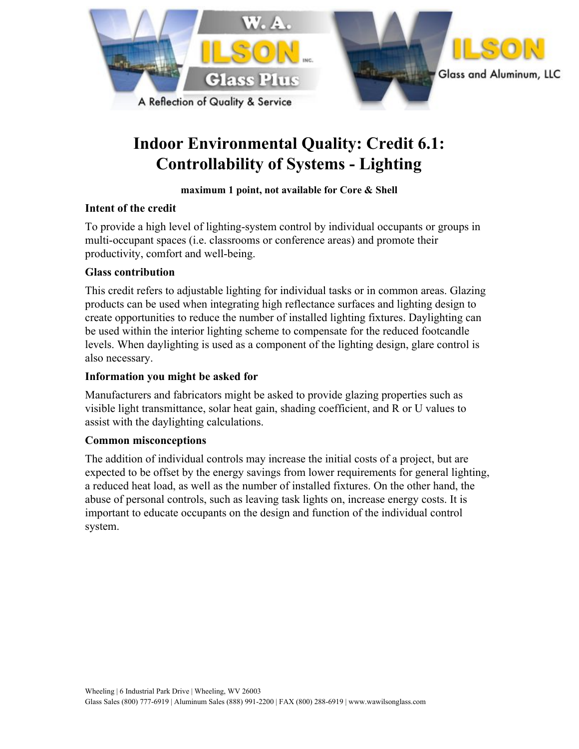# Indoor Environmental Quality: Credit 6.1: Controllability of Systems - Lighting

**maximum 1 point, not available for Core & Shell**

### Intent of the credit

To provide a high level of lighting-system control by individual occupants or groups in multi-occupant spaces (i.e. classrooms or conference areas) and promote their productivity, comfort and well-being.

### Glass contribution

This credit refers to adjustable lighting for individual tasks or in common areas. Glazing products can be used when integrating high reflectance surfaces and lighting design to create opportunities to reduce the number of installed lighting fixtures. Daylighting can be used within the interior lighting scheme to compensate for the reduced footcandle levels. When daylighting is used as a component of the lighting design, glare control is also necessary.

### Information you might be asked for

Manufacturers and fabricators might be asked to provide glazing properties such as visible light transmittance, solar heat gain, shading coefficient, and R or U values to assist with the daylighting calculations.

### Common misconceptions

The addition of individual controls may increase the initial costs of a project, but are expected to be offset by the energy savings from lower requirements for general lighting, a reduced heat load, as well as the number of installed fixtures. On the other hand, the abuse of personal controls, such as leaving task lights on, increase energy costs. It is important to educate occupants on the design and function of the individual control system.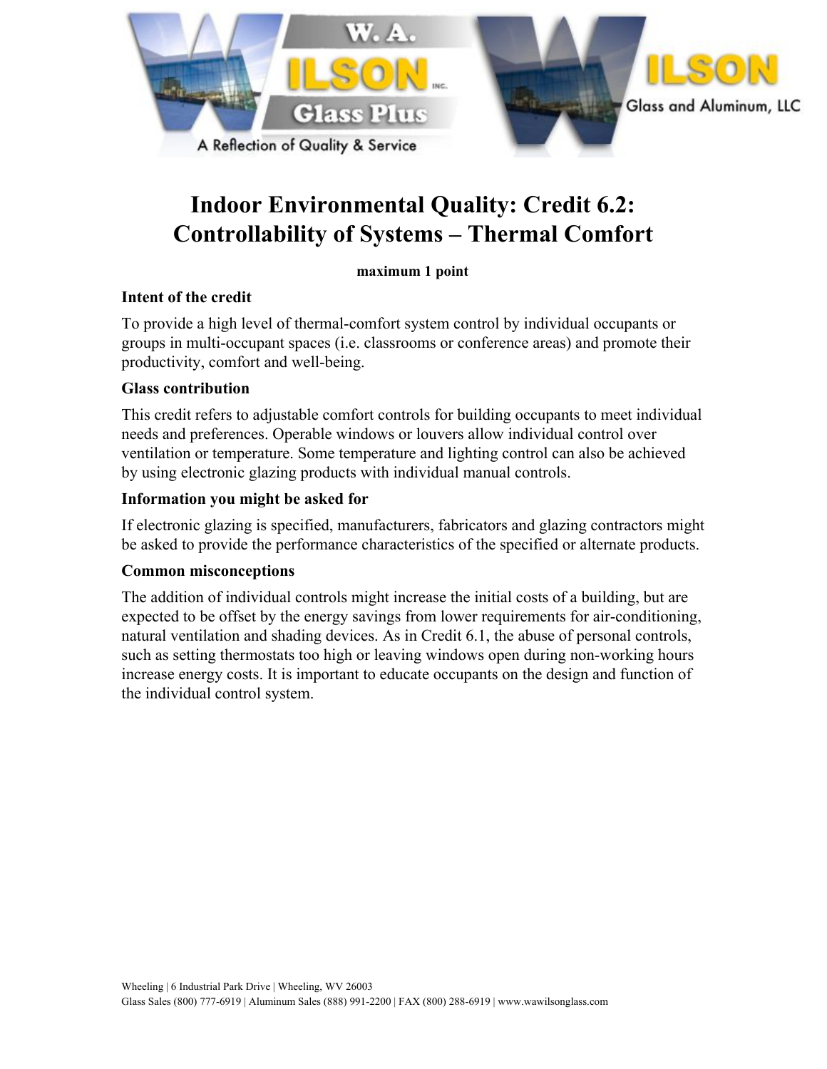# Indoor Environmental Quality: Credit 6.2: Controllability of Systems – Thermal Comfort

**maximum 1 point**

### Intent of the credit

To provide a high level of thermal-comfort system control by individual occupants or groups in multi-occupant spaces (i.e. classrooms or conference areas) and promote their productivity, comfort and well-being.

### Glass contribution

This credit refers to adjustable comfort controls for building occupants to meet individual needs and preferences. Operable windows or louvers allow individual control over ventilation or temperature. Some temperature and lighting control can also be achieved by using electronic glazing products with individual manual controls.

### Information you might be asked for

If electronic glazing is specified, manufacturers, fabricators and glazing contractors might be asked to provide the performance characteristics of the specified or alternate products.

### Common misconceptions

The addition of individual controls might increase the initial costs of a building, but are expected to be offset by the energy savings from lower requirements for air-conditioning, natural ventilation and shading devices. As in Credit 6.1, the abuse of personal controls, such as setting thermostats too high or leaving windows open during non-working hours increase energy costs. It is important to educate occupants on the design and function of the individual control system.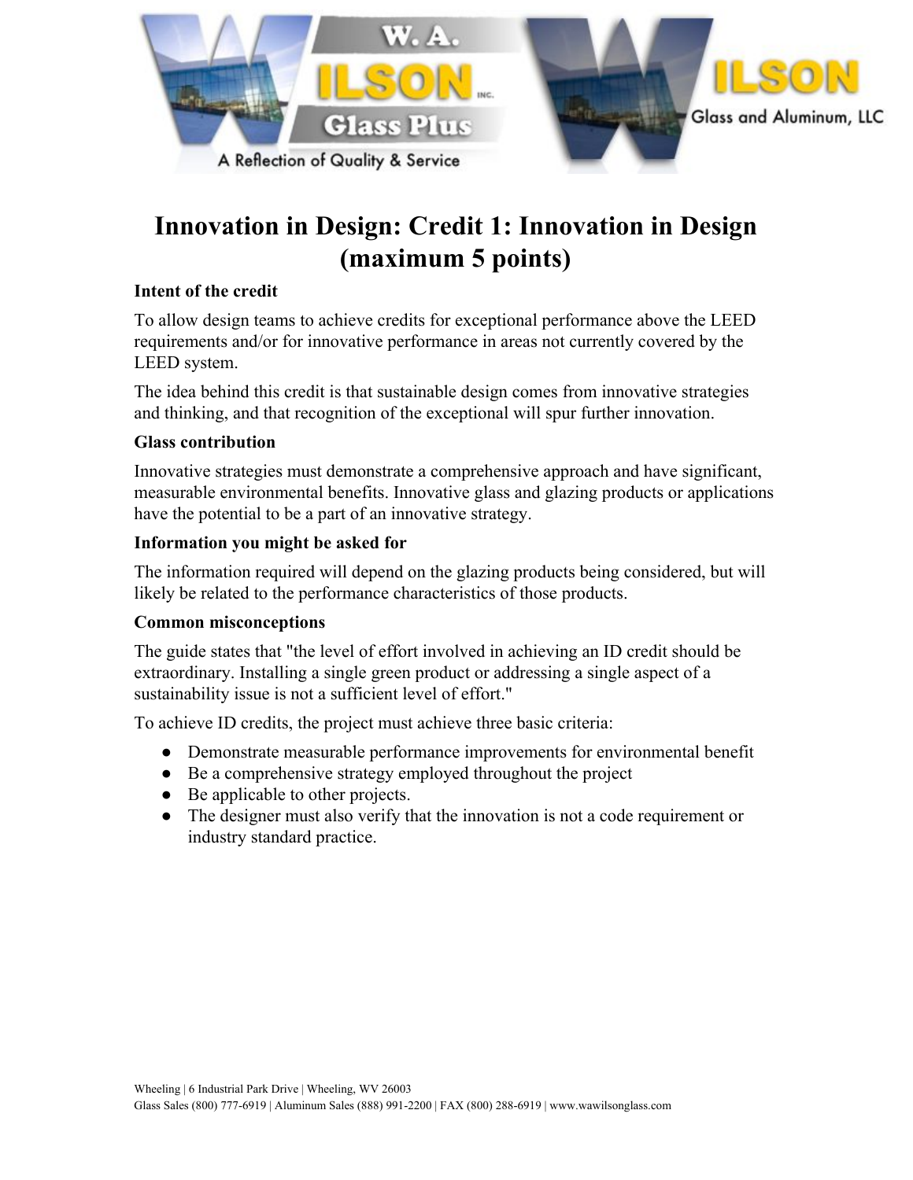# Innovation in Design: Credit 1: Innovation in Design (maximum 5 points)

**Intent of the credit**

To allow design teams to achieve credits for exceptional performance above the LEED requirements and/or for innovative performance in areas not currently covered by the LEED system.

The idea behind this credit is that sustainable design comes from innovative strategies and thinking, and that recognition of the exceptional will spur further innovation.

**Glass contribution**

Innovative strategies must demonstrate a comprehensive approach and have significant, measurable environmental benefits. Innovative glass and glazing products or applications have the potential to be a part of an innovative strategy.

**Information you might be asked for**

The information required will depend on the glazing products being considered, but will likely be related to the performance characteristics of those products.

**Common misconceptions**

The guide states that "the level of effort involved in achieving an ID credit should be extraordinary. Installing a single green product or addressing a single aspect of a sustainability issue is not a sufficient level of effort."

To achieve ID credits, the project must achieve three basic criteria:

- Demonstrate measurable performance improvements for environmental benefit
- Be a comprehensive strategy employed throughout the project
- Be applicable to other projects.
- The designer must also verify that the innovation is not a code requirement or industry standard practice.